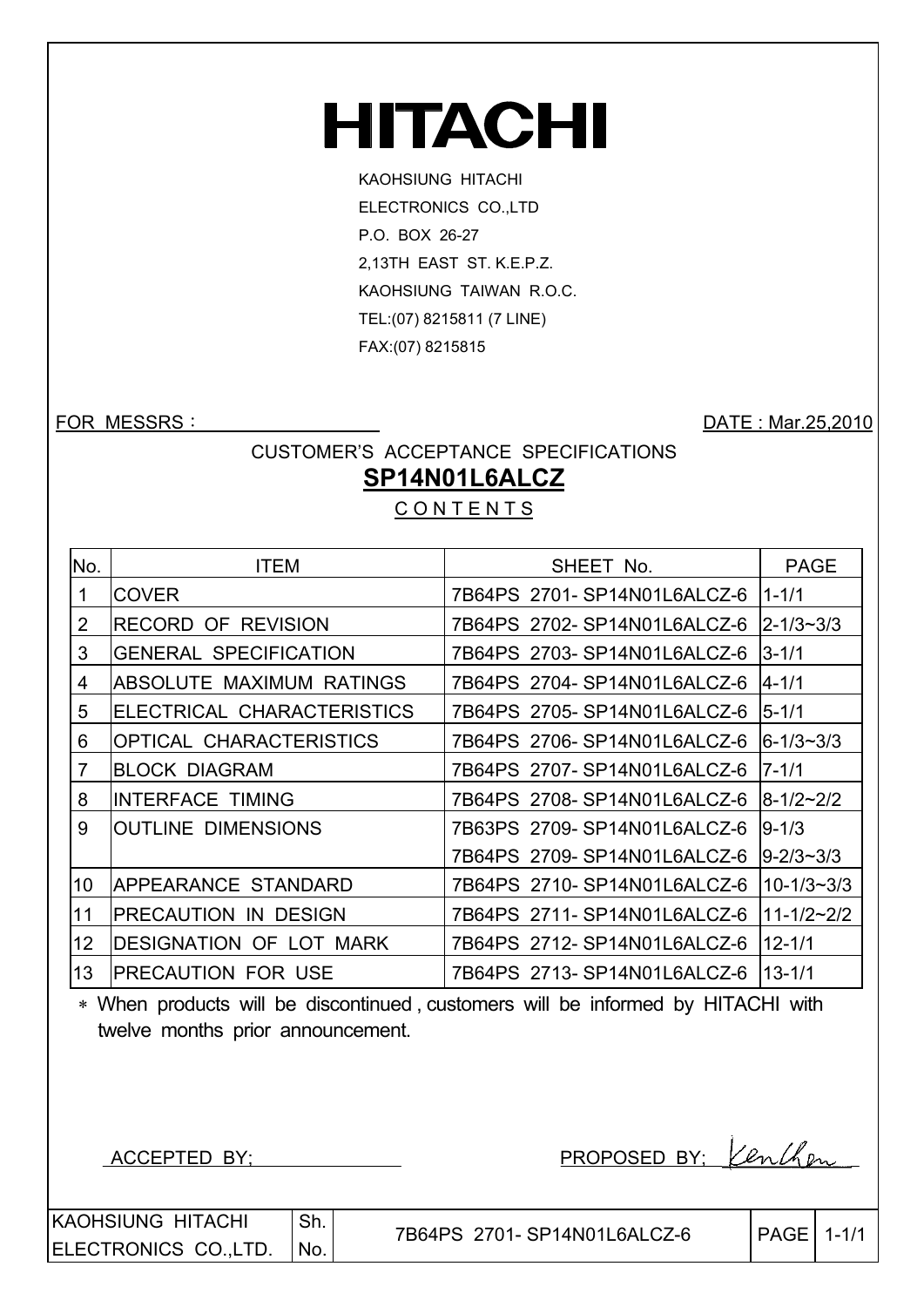# HITACHI

KAOHSIUNG HITACHI
ELECTRONICS CO.,LTD
P.O. BOX 26-27
2,13TH EAST ST. K.E.P.Z.
KAOHSIUNG TAIWAN R.O.C.
TEL:(07) 8215811 (7 LINE)
FAX:(07) 8215815

FOR MESSRS :

DATE : Mar.25,2010

## CUSTOMER'S ACCEPTANCE SPECIFICATIONS

## SP14N01L6ALCZ

### CONTENTS

| No. | ITEM | SHEET No. | PAGE |
|---|---|---|---|
| 1 | COVER | 7B64PS 2701- SP14N01L6ALCZ-6 | 1-1/1 |
| 2 | RECORD OF REVISION | 7B64PS 2702- SP14N01L6ALCZ-6 | 2-1/3~3/3 |
| 3 | GENERAL SPECIFICATION | 7B64PS 2703- SP14N01L6ALCZ-6 | 3-1/1 |
| 4 | ABSOLUTE MAXIMUM RATINGS | 7B64PS 2704- SP14N01L6ALCZ-6 | 4-1/1 |
| 5 | ELECTRICAL CHARACTERISTICS | 7B64PS 2705- SP14N01L6ALCZ-6 | 5-1/1 |
| 6 | OPTICAL CHARACTERISTICS | 7B64PS 2706- SP14N01L6ALCZ-6 | 6-1/3~3/3 |
| 7 | BLOCK DIAGRAM | 7B64PS 2707- SP14N01L6ALCZ-6 | 7-1/1 |
| 8 | INTERFACE TIMING | 7B64PS 2708- SP14N01L6ALCZ-6 | 8-1/2~2/2 |
| 9 | OUTLINE DIMENSIONS | 7B63PS 2709- SP14N01L6ALCZ-6 | 9-1/3 |
| | | 7B64PS 2709- SP14N01L6ALCZ-6 | 9-2/3~3/3 |
| 10 | APPEARANCE STANDARD | 7B64PS 2710- SP14N01L6ALCZ-6 | 10-1/3~3/3 |
| 11 | PRECAUTION IN DESIGN | 7B64PS 2711- SP14N01L6ALCZ-6 | 11-1/2~2/2 |
| 12 | DESIGNATION OF LOT MARK | 7B64PS 2712- SP14N01L6ALCZ-6 | 12-1/1 |
| 13 | PRECAUTION FOR USE | 7B64PS 2713- SP14N01L6ALCZ-6 | 13-1/1 |

∗ When products will be discontinued , customers will be informed by HITACHI with twelve months prior announcement.

ACCEPTED BY;

PROPOSED BY; KenChen

| KAOHSIUNG HITACHI ELECTRONICS CO.,LTD. | Sh. No. | 7B64PS 2701- SP14N01L6ALCZ-6 | PAGE | 1-1/1 |
|---|---|---|---|---|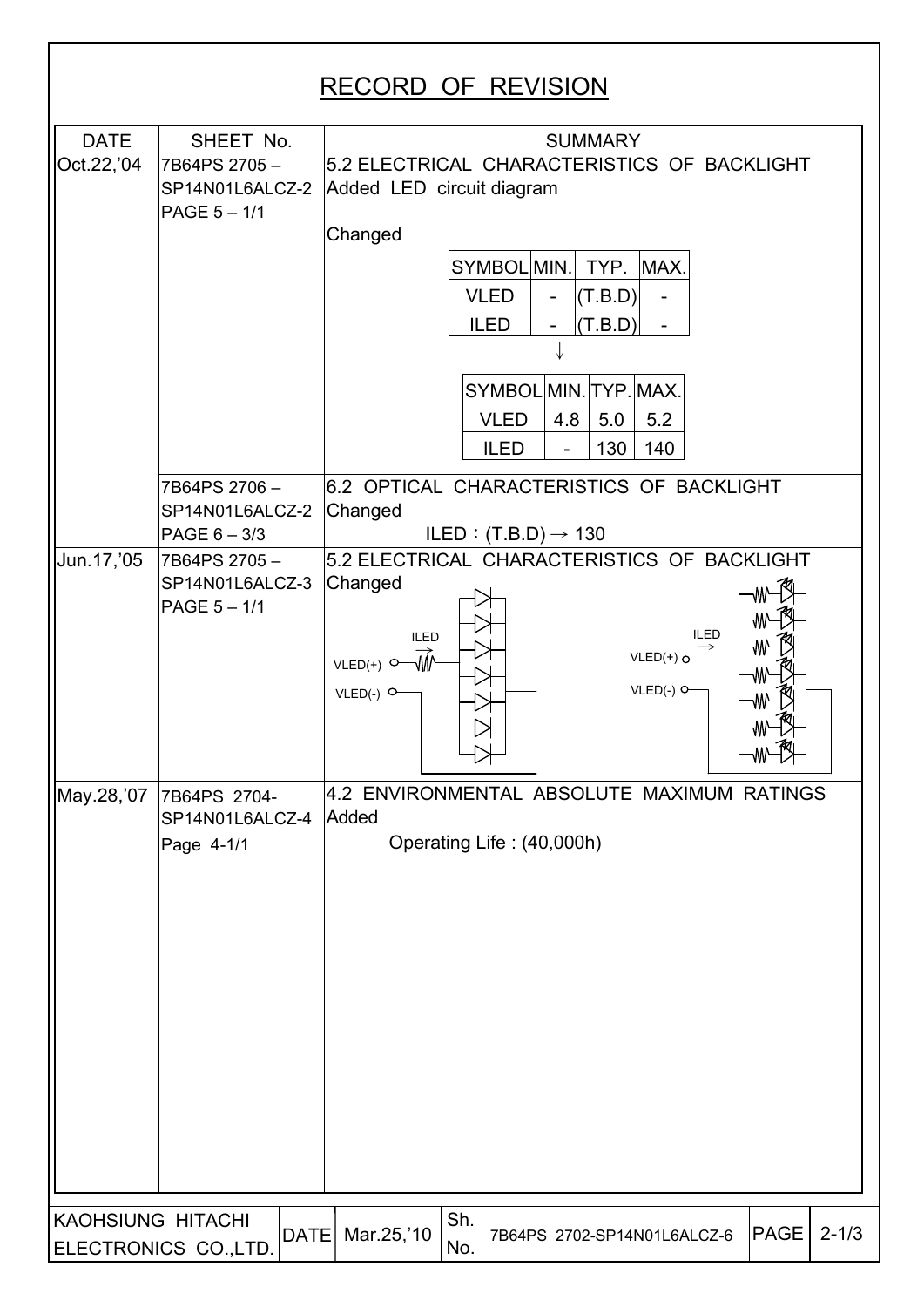# RECORD OF REVISION

| DATE | SHEET No. | SUMMARY |
|---|---|---|
| Oct.22,'04 | 7B64PS 2705 – SP14N01L6ALCZ-2 PAGE 5 – 1/1 | 5.2 ELECTRICAL CHARACTERISTICS OF BACKLIGHT<br>Added LED circuit diagram<br>Changed<br>SYMBOL / MIN. / TYP. / MAX.<br>VLED / - / (T.B.D) / -<br>ILED / - / (T.B.D) / -<br>↓<br>SYMBOL / MIN. / TYP. / MAX.<br>VLED / 4.8 / 5.0 / 5.2<br>ILED / - / 130 / 140 |
| | 7B64PS 2706 – SP14N01L6ALCZ-2 PAGE 6 – 3/3 | 6.2 OPTICAL CHARACTERISTICS OF BACKLIGHT<br>Changed<br>ILED：(T.B.D) → 130 |
| Jun.17,'05 | 7B64PS 2705 – SP14N01L6ALCZ-3 PAGE 5 – 1/1 | 5.2 ELECTRICAL CHARACTERISTICS OF BACKLIGHT<br>Changed<br>ILED VLED(+) VLED(-) → ILED VLED(+) VLED(-) |
| May.28,'07 | 7B64PS 2704- SP14N01L6ALCZ-4 Page 4-1/1 | 4.2 ENVIRONMENTAL ABSOLUTE MAXIMUM RATINGS<br>Added<br>Operating Life : (40,000h) |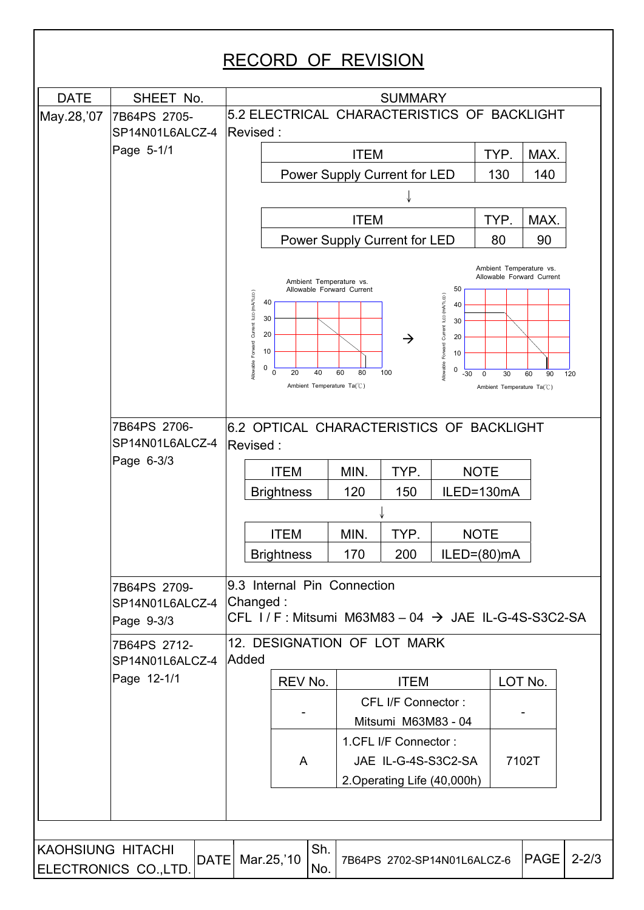# RECORD OF REVISION

| DATE | SHEET No. | SUMMARY |
|---|---|---|
| May.28,'07 | 7B64PS 2705-SP14N01L6ALCZ-4 Page 5-1/1 | 5.2 ELECTRICAL CHARACTERISTICS OF BACKLIGHT Revised : |

| ITEM | TYP. | MAX. |
|---|---|---|
| Power Supply Current for LED | 130 | 140 |

↓

| ITEM | TYP. | MAX. |
|---|---|---|
| Power Supply Current for LED | 80 | 90 |

Ambient Temperature vs. Allowable Forward Current
Allowable Forward Current ILED (mA/TLED)
40
30
20
10
0
0 20 40 60 80 100
Ambient Temperature Ta(℃)

→

Ambient Temperature vs. Allowable Forward Current
Allowable Forward Current ILED (mA/TLED)
50
40
30
20
10
0
-30 0 30 60 90 120
Ambient Temperature Ta(℃)

7B64PS 2706-SP14N01L6ALCZ-4 Page 6-3/3

6.2 OPTICAL CHARACTERISTICS OF BACKLIGHT
Revised :

| ITEM | MIN. | TYP. | NOTE |
|---|---|---|---|
| Brightness | 120 | 150 | ILED=130mA |

↓

| ITEM | MIN. | TYP. | NOTE |
|---|---|---|---|
| Brightness | 170 | 200 | ILED=(80)mA |

7B64PS 2709-SP14N01L6ALCZ-4 Page 9-3/3

9.3 Internal Pin Connection
Changed :
CFL I / F : Mitsumi M63M83 – 04 → JAE IL-G-4S-S3C2-SA

7B64PS 2712-SP14N01L6ALCZ-4 Page 12-1/1

12. DESIGNATION OF LOT MARK
Added

| REV No. | ITEM | LOT No. |
|---|---|---|
| - | CFL I/F Connector : Mitsumi M63M83 - 04 | - |
| A | 1.CFL I/F Connector : JAE IL-G-4S-S3C2-SA 2.Operating Life (40,000h) | 7102T |

| KAOHSIUNG HITACHI ELECTRONICS CO.,LTD. | DATE | Mar.25,'10 | Sh. No. | 7B64PS 2702-SP14N01L6ALCZ-6 | PAGE | 2-2/3 |
|---|---|---|---|---|---|---|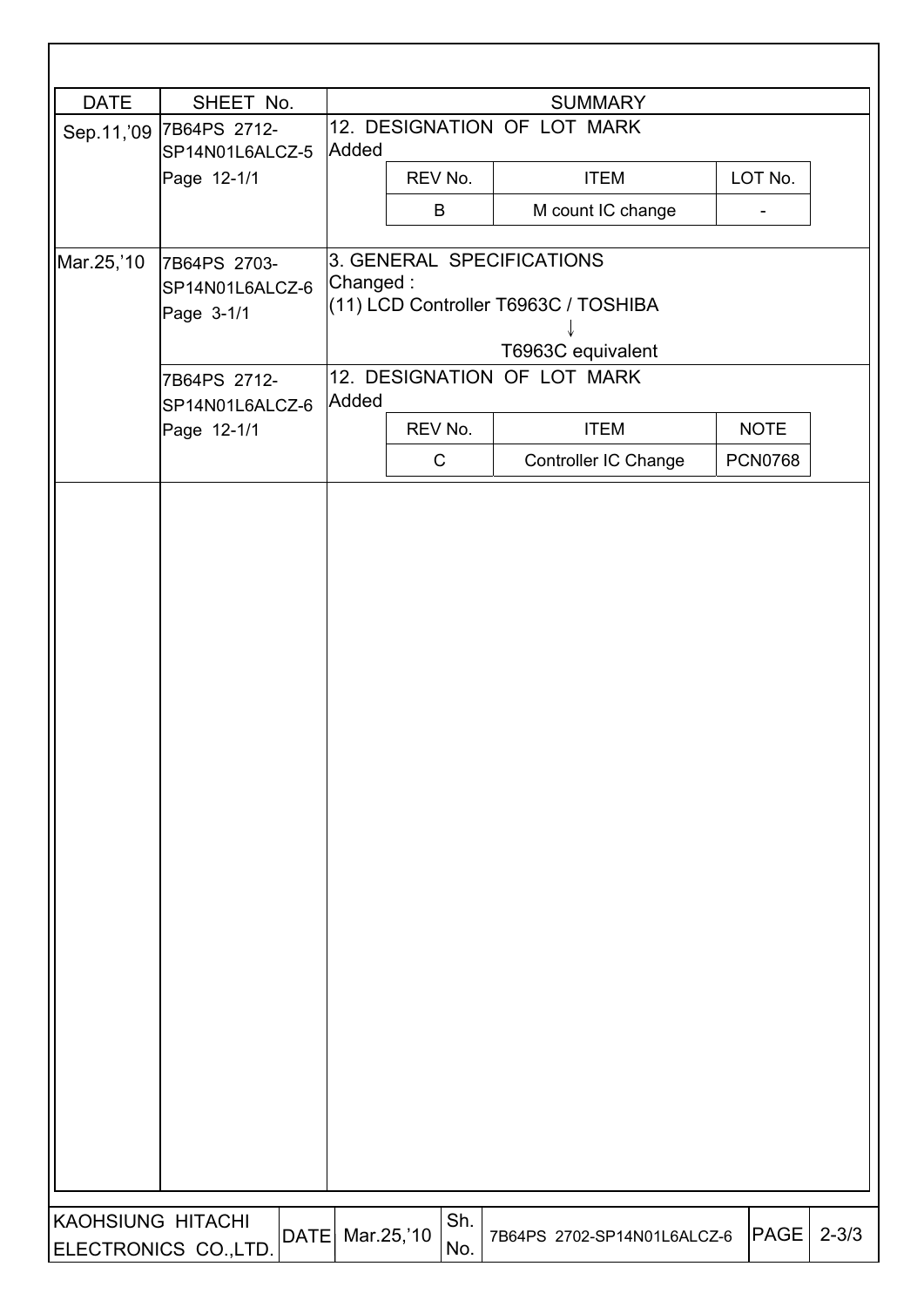| DATE | SHEET No. | SUMMARY |
|---|---|---|
| Sep.11,'09 | 7B64PS 2712-SP14N01L6ALCZ-5 Page 12-1/1 | 12. DESIGNATION OF LOT MARK Added<br>REV No.: B / ITEM: M count IC change / LOT No.: - |
| Mar.25,'10 | 7B64PS 2703-SP14N01L6ALCZ-6 Page 3-1/1 | 3. GENERAL SPECIFICATIONS Changed :<br>(11) LCD Controller T6963C / TOSHIBA<br>↓<br>T6963C equivalent |
| | 7B64PS 2712-SP14N01L6ALCZ-6 Page 12-1/1 | 12. DESIGNATION OF LOT MARK Added<br>REV No.: C / ITEM: Controller IC Change / NOTE: PCN0768 |

| KAOHSIUNG HITACHI ELECTRONICS CO.,LTD. | DATE | Mar.25,'10 | Sh. No. | 7B64PS 2702-SP14N01L6ALCZ-6 | PAGE | 2-3/3 |
|---|---|---|---|---|---|---|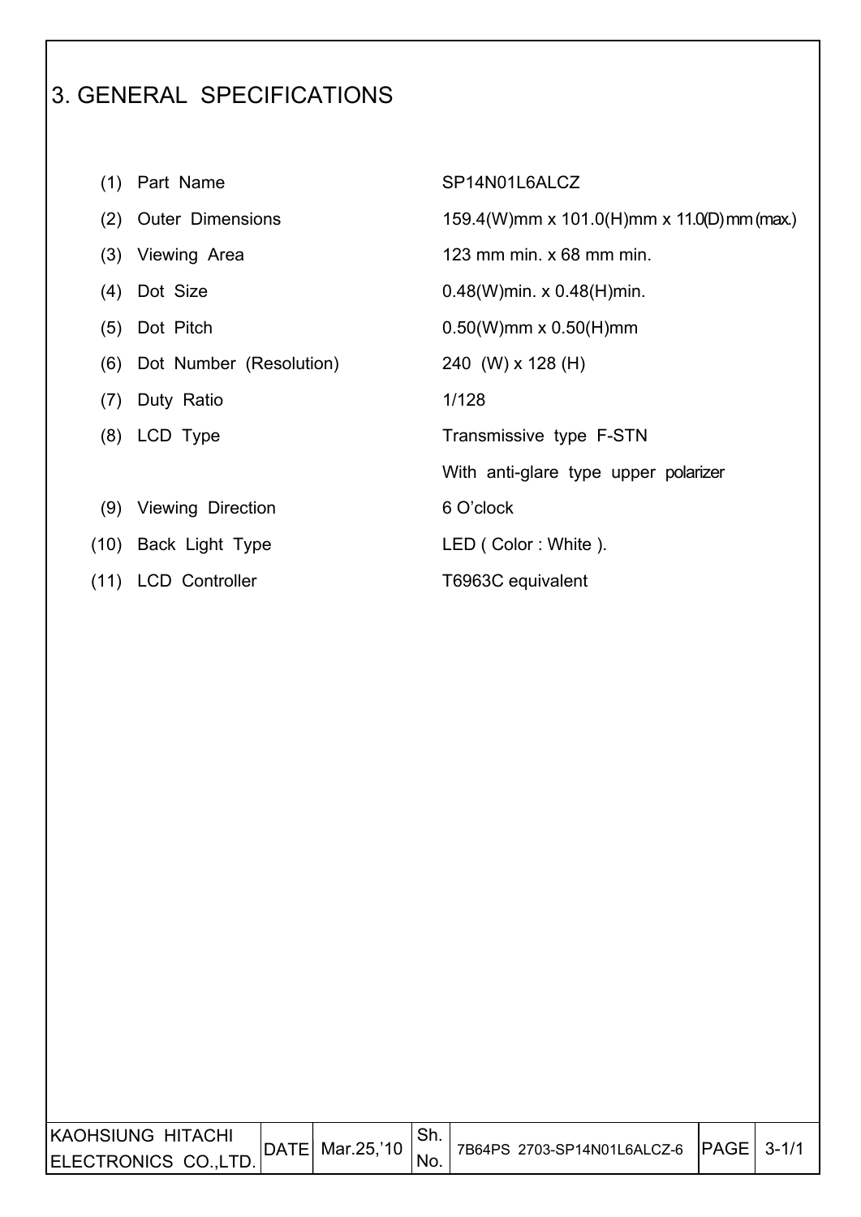# 3. GENERAL SPECIFICATIONS

| | | |
|---|---|---|
| (1) | Part Name | SP14N01L6ALCZ |
| (2) | Outer Dimensions | 159.4(W)mm x 101.0(H)mm x 11.0(D) mm (max.) |
| (3) | Viewing Area | 123 mm min. x 68 mm min. |
| (4) | Dot Size | 0.48(W)min. x 0.48(H)min. |
| (5) | Dot Pitch | 0.50(W)mm x 0.50(H)mm |
| (6) | Dot Number (Resolution) | 240 (W) x 128 (H) |
| (7) | Duty Ratio | 1/128 |
| (8) | LCD Type | Transmissive type F-STN<br>With anti-glare type upper polarizer |
| (9) | Viewing Direction | 6 O'clock |
| (10) | Back Light Type | LED ( Color : White ). |
| (11) | LCD Controller | T6963C equivalent |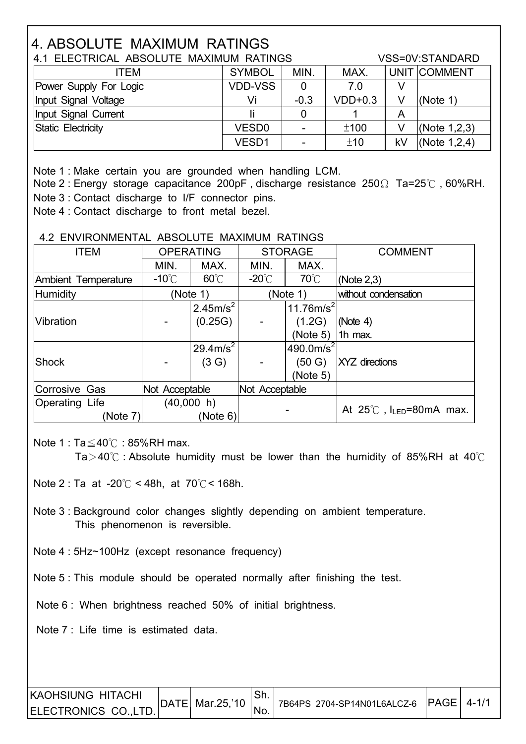# 4. ABSOLUTE MAXIMUM RATINGS

## 4.1 ELECTRICAL ABSOLUTE MAXIMUM RATINGS

VSS=0V:STANDARD

| ITEM | SYMBOL | MIN. | MAX. | UNIT | COMMENT |
|---|---|---|---|---|---|
| Power Supply For Logic | VDD-VSS | 0 | 7.0 | V | |
| Input Signal Voltage | Vi | -0.3 | VDD+0.3 | V | (Note 1) |
| Input Signal Current | Ii | 0 | 1 | A | |
| Static Electricity | VESD0 | - | ±100 | V | (Note 1,2,3) |
| | VESD1 | - | ±10 | kV | (Note 1,2,4) |

Note 1 : Make certain you are grounded when handling LCM.

Note 2 : Energy storage capacitance 200pF , discharge resistance 250Ω Ta=25℃ , 60%RH.

Note 3 : Contact discharge to I/F connector pins.

Note 4 : Contact discharge to front metal bezel.

## 4.2 ENVIRONMENTAL ABSOLUTE MAXIMUM RATINGS

| ITEM | OPERATING | | STORAGE | | COMMENT |
|---|---|---|---|---|---|
| | MIN. | MAX. | MIN. | MAX. | |
| Ambient Temperature | -10℃ | 60℃ | -20℃ | 70℃ | (Note 2,3) |
| Humidity | (Note 1) | | (Note 1) | | without condensation |
| Vibration | - | $2.45m/s^2$ (0.25G) | - | $11.76m/s^2$ (1.2G) (Note 5) | (Note 4) 1h max. |
| Shock | - | $29.4m/s^2$ (3 G) | - | $490.0m/s^2$ (50 G) (Note 5) | XYZ directions |
| Corrosive Gas | Not Acceptable | | Not Acceptable | | |
| Operating Life (Note 7) | (40,000 h) (Note 6) | | - | | At 25℃ , $I_{LED}$=80mA max. |

Note 1 : Ta≦40℃ : 85%RH max.
Ta＞40℃ : Absolute humidity must be lower than the humidity of 85%RH at 40℃

Note 2 : Ta at -20℃ < 48h, at 70℃< 168h.

Note 3 : Background color changes slightly depending on ambient temperature.
This phenomenon is reversible.

Note 4 : 5Hz~100Hz (except resonance frequency)

Note 5 : This module should be operated normally after finishing the test.

Note 6 : When brightness reached 50% of initial brightness.

Note 7 : Life time is estimated data.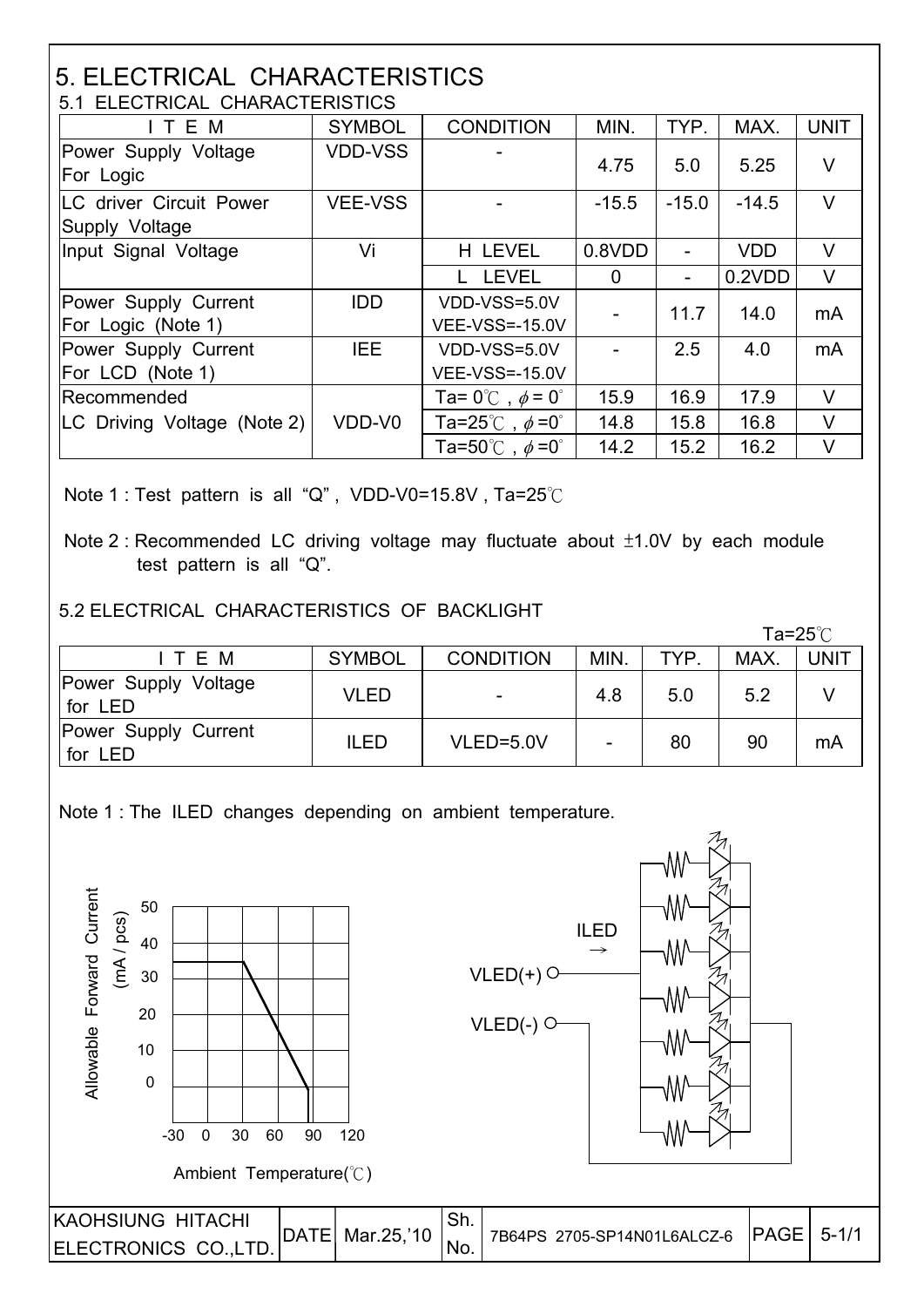# 5. ELECTRICAL CHARACTERISTICS

## 5.1 ELECTRICAL CHARACTERISTICS

| I T E M | SYMBOL | CONDITION | MIN. | TYP. | MAX. | UNIT |
|---|---|---|---|---|---|---|
| Power Supply Voltage For Logic | VDD-VSS | - | 4.75 | 5.0 | 5.25 | V |
| LC driver Circuit Power Supply Voltage | VEE-VSS | - | -15.5 | -15.0 | -14.5 | V |
| Input Signal Voltage | Vi | H LEVEL | 0.8VDD | - | VDD | V |
| | | L LEVEL | 0 | - | 0.2VDD | V |
| Power Supply Current For Logic (Note 1) | IDD | VDD-VSS=5.0V VEE-VSS=-15.0V | - | 11.7 | 14.0 | mA |
| Power Supply Current For LCD (Note 1) | IEE | VDD-VSS=5.0V VEE-VSS=-15.0V | - | 2.5 | 4.0 | mA |
| Recommended LC Driving Voltage (Note 2) | VDD-V0 | Ta= 0℃ , $\phi$ = 0° | 15.9 | 16.9 | 17.9 | V |
| | | Ta=25℃ , $\phi$ =0° | 14.8 | 15.8 | 16.8 | V |
| | | Ta=50℃ , $\phi$ =0° | 14.2 | 15.2 | 16.2 | V |

Note 1 : Test pattern is all "Q" , VDD-V0=15.8V , Ta=25℃

Note 2 : Recommended LC driving voltage may fluctuate about ±1.0V by each module test pattern is all "Q".

## 5.2 ELECTRICAL CHARACTERISTICS OF BACKLIGHT

Ta=25℃

| I T E M | SYMBOL | CONDITION | MIN. | TYP. | MAX. | UNIT |
|---|---|---|---|---|---|---|
| Power Supply Voltage for LED | VLED | - | 4.8 | 5.0 | 5.2 | V |
| Power Supply Current for LED | ILED | VLED=5.0V | - | 80 | 90 | mA |

Note 1 : The ILED changes depending on ambient temperature.

Allowable Forward Current (mA / pcs)

50
40
30
20
10
0

-30 0 30 60 90 120

Ambient Temperature(℃)

ILED →

VLED(+)

VLED(-)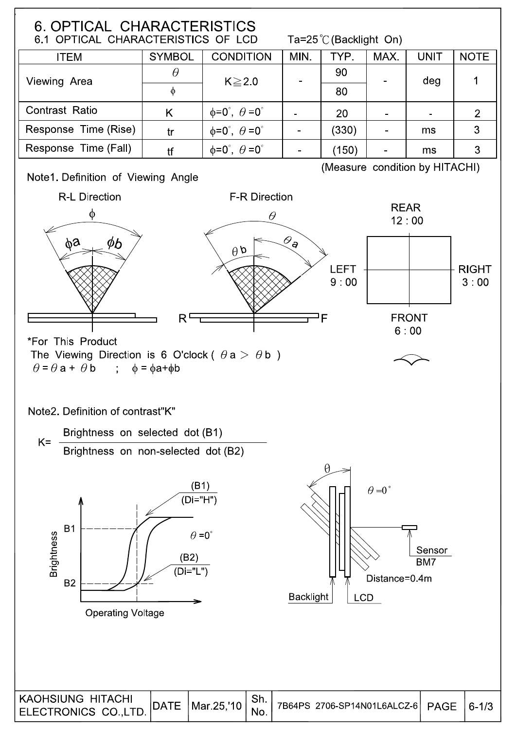# 6. OPTICAL CHARACTERISTICS

## 6.1 OPTICAL CHARACTERISTICS OF LCD

Ta=25℃ (Backlight On)

| ITEM | SYMBOL | CONDITION | MIN. | TYP. | MAX. | UNIT | NOTE |
|---|---|---|---|---|---|---|---|
| Viewing Area | $\theta$ | $K \geqq 2.0$ | - | 90 | - | deg | 1 |
| | $\phi$ | | | 80 | | | |
| Contrast Ratio | K | $\phi=0^\circ$, $\theta=0^\circ$ | - | 20 | - | - | 2 |
| Response Time (Rise) | tr | $\phi=0^\circ$, $\theta=0^\circ$ | - | (330) | - | ms | 3 |
| Response Time (Fall) | tf | $\phi=0^\circ$, $\theta=0^\circ$ | - | (150) | - | ms | 3 |

(Measure condition by HITACHI)

Note1. Definition of Viewing Angle

R-L Direction

$\phi$

$\phi a$ $\phi b$

F-R Direction

$\theta$

$\theta b$ $\theta a$

R F

REAR
12 : 00

LEFT
9 : 00

RIGHT
3 : 00

FRONT
6 : 00

*For This Product
The Viewing Direction is 6 O'clock ( $\theta a > \theta b$ )
$\theta = \theta a + \theta b$ ; $\phi = \phi a + \phi b$

Note2. Definition of contrast "K"

$$K = \frac{\text{Brightness on selected dot (B1)}}{\text{Brightness on non-selected dot (B2)}}$$

(B1)
(Di="H")

B1

$\theta=0^\circ$

(B2)
(Di="L")

B2

Brightness

Operating Voltage

$\theta$

$\theta=0^\circ$

Sensor
BM7

Distance=0.4m

Backlight

LCD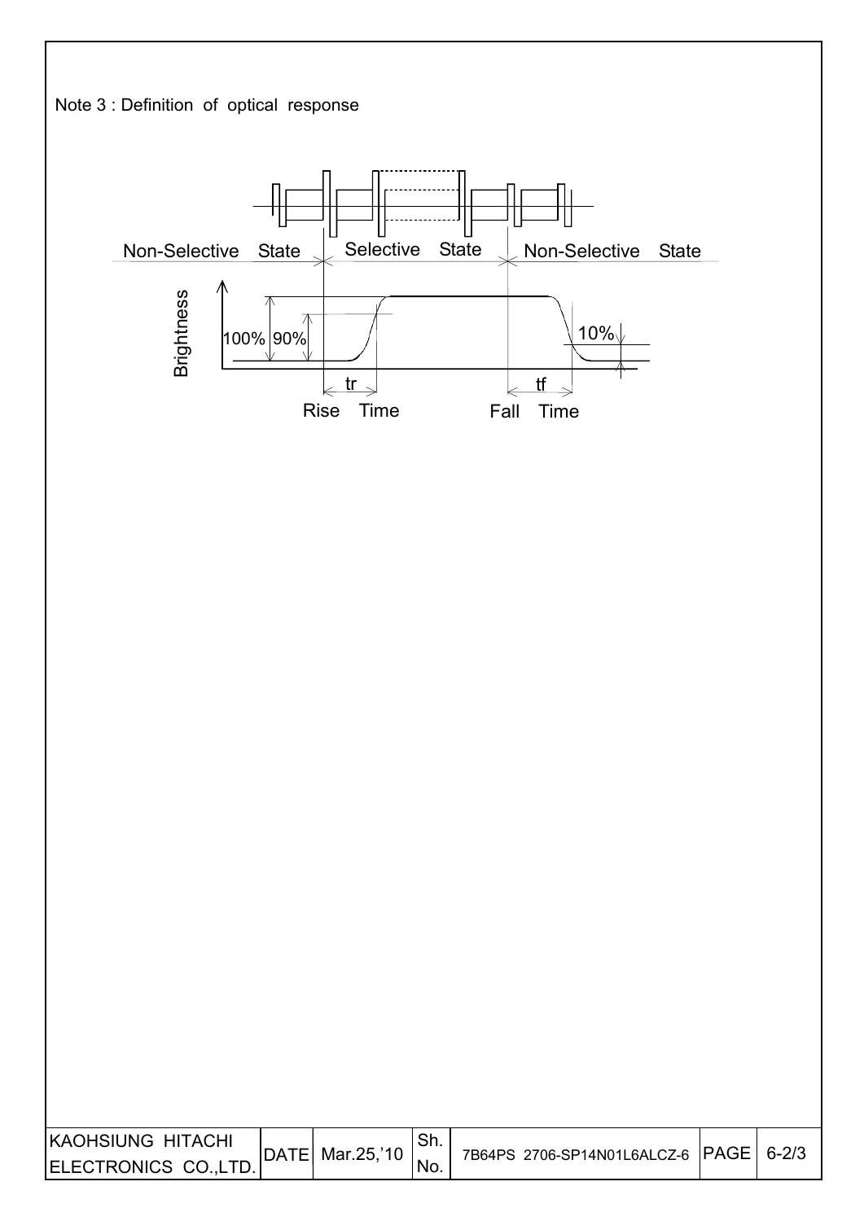Note 3 : Definition of optical response

Non-Selective State

Selective State

Non-Selective State

Brightness

100%

90%

10%

tr

tf

Rise Time

Fall Time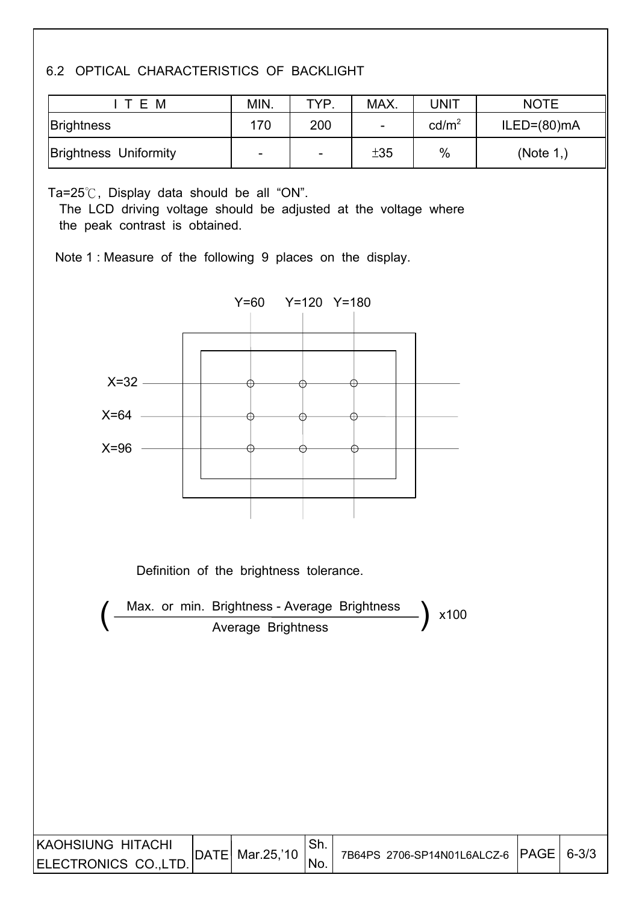## 6.2 OPTICAL CHARACTERISTICS OF BACKLIGHT

| I T E M | MIN. | TYP. | MAX. | UNIT | NOTE |
|---|---|---|---|---|---|
| Brightness | 170 | 200 | - | cd/m$^2$ | ILED=(80)mA |
| Brightness Uniformity | - | - | ±35 | % | (Note 1,) |

Ta=25℃, Display data should be all "ON".
The LCD driving voltage should be adjusted at the voltage where the peak contrast is obtained.

Note 1 : Measure of the following 9 places on the display.

Y=60 Y=120 Y=180

X=32

X=64

X=96

Definition of the brightness tolerance.

$$\left( \frac{\text{Max. or min. Brightness - Average Brightness}}{\text{Average Brightness}} \right) \times 100$$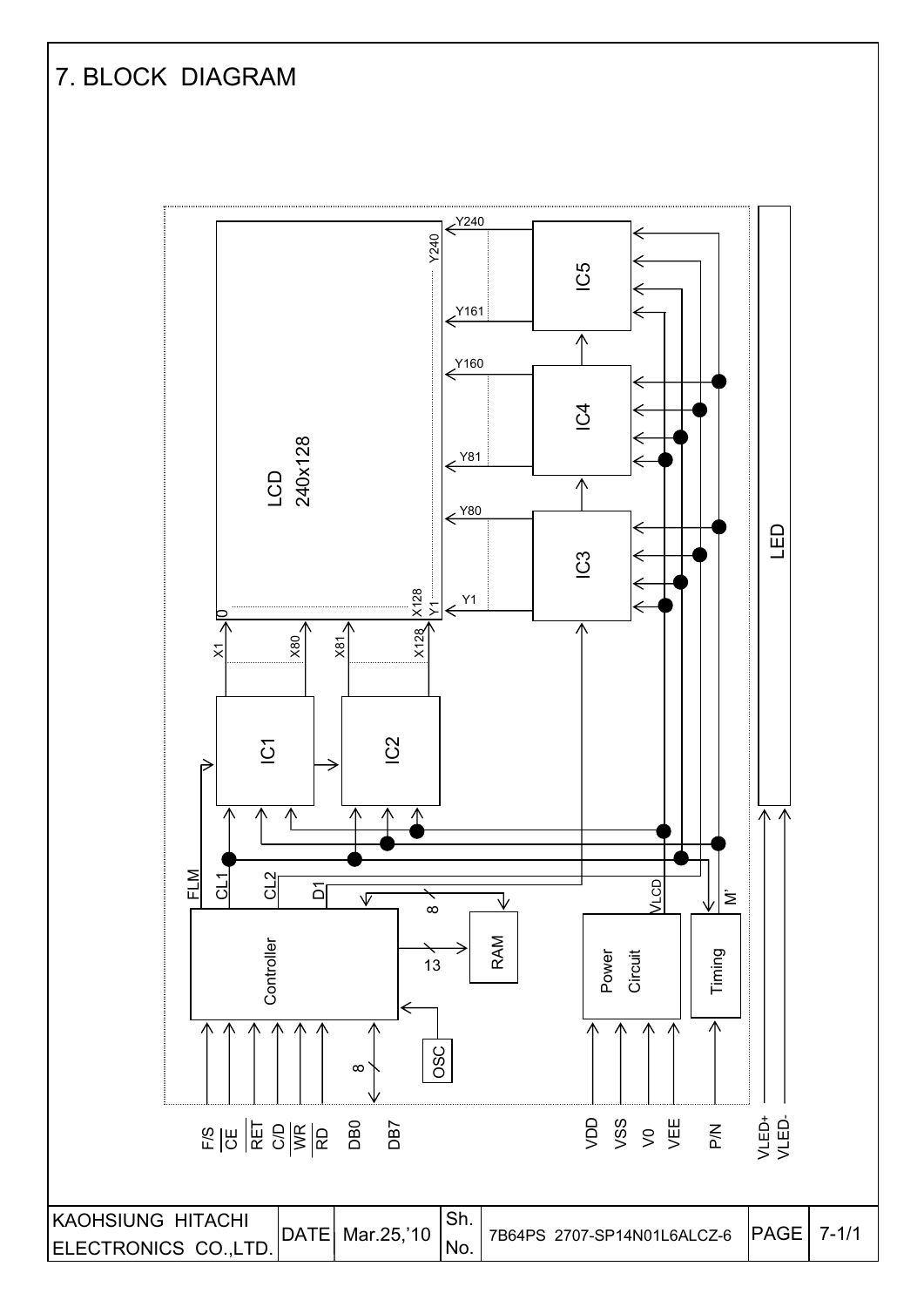# 7. BLOCK DIAGRAM

LCD
240x128

Y240
Y161
Y160
Y81
Y80
Y1
X128
0
X1
X80
X81
X128

IC1
IC2
IC3
IC4
IC5

LED

FLM
CL1
CL2
D1
Controller
8
13
RAM
OSC
8
VLCD
M'
Power Circuit
Timing

F/S
CE
RET
C/D
WR
RD
DB0
DB7
VDD
VSS
V0
VEE
P/N
VLED+
VLED-

| KAOHSIUNG HITACHI ELECTRONICS CO.,LTD. | DATE | Mar.25,'10 | Sh. No. | 7B64PS 2707-SP14N01L6ALCZ-6 | PAGE | 7-1/1 |
|---|---|---|---|---|---|---|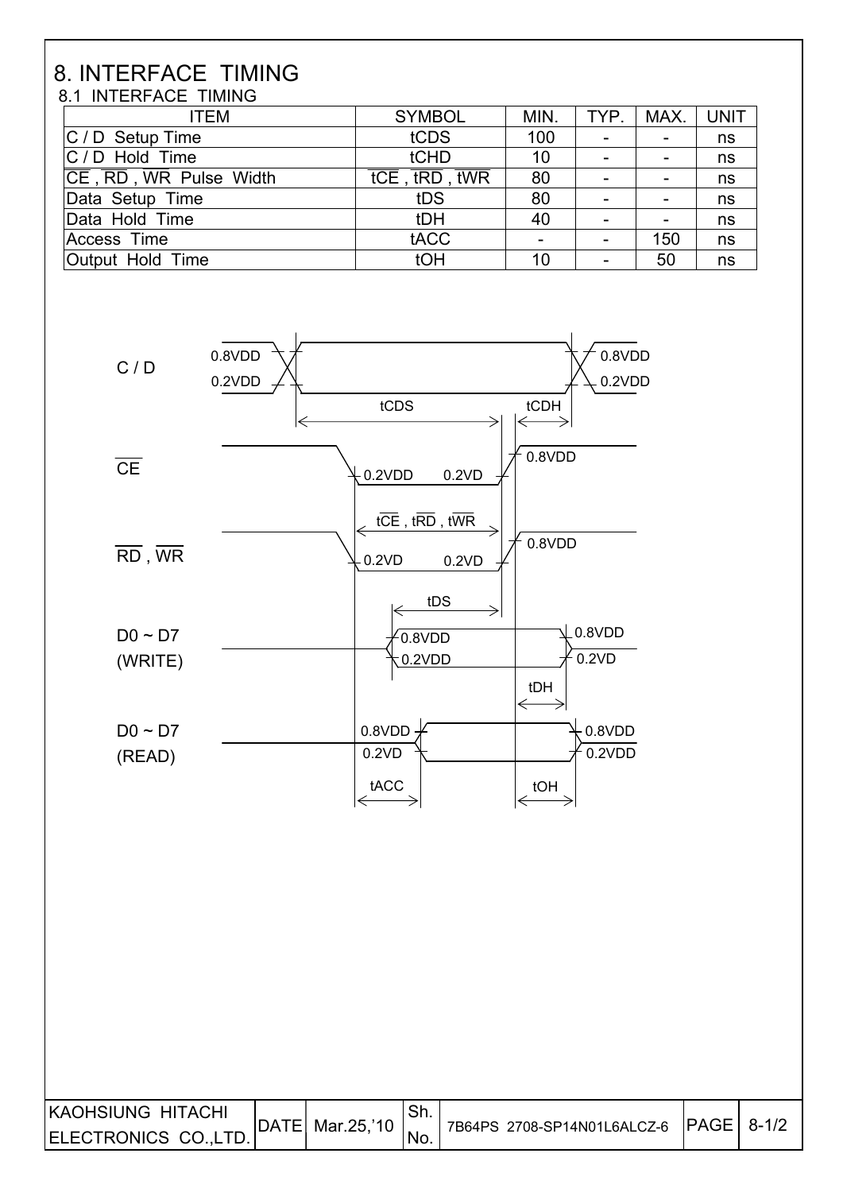# 8. INTERFACE TIMING

## 8.1 INTERFACE TIMING

| ITEM | SYMBOL | MIN. | TYP. | MAX. | UNIT |
|---|---|---|---|---|---|
| C / D Setup Time | tCDS | 100 | - | - | ns |
| C / D Hold Time | tCHD | 10 | - | - | ns |
| $\overline{CE}$ , $\overline{RD}$ , $\overline{WR}$ Pulse Width | $t\overline{CE}$ , $t\overline{RD}$ , $t\overline{WR}$ | 80 | - | - | ns |
| Data Setup Time | tDS | 80 | - | - | ns |
| Data Hold Time | tDH | 40 | - | - | ns |
| Access Time | tACC | - | - | 150 | ns |
| Output Hold Time | tOH | 10 | - | 50 | ns |

C / D
0.8VDD
0.2VDD
tCDS
tCDH

$\overline{CE}$
0.2VDD 0.2VD
0.8VDD

$t\overline{CE}$ , $t\overline{RD}$ , $t\overline{WR}$

$\overline{RD}$ , $\overline{WR}$
0.2VD 0.2VD
0.8VDD

tDS

D0 ~ D7
(WRITE)
0.8VDD
0.2VDD
0.8VDD
0.2VD
tDH

D0 ~ D7
(READ)
0.8VDD
0.2VD
0.8VDD
0.2VDD
tACC
tOH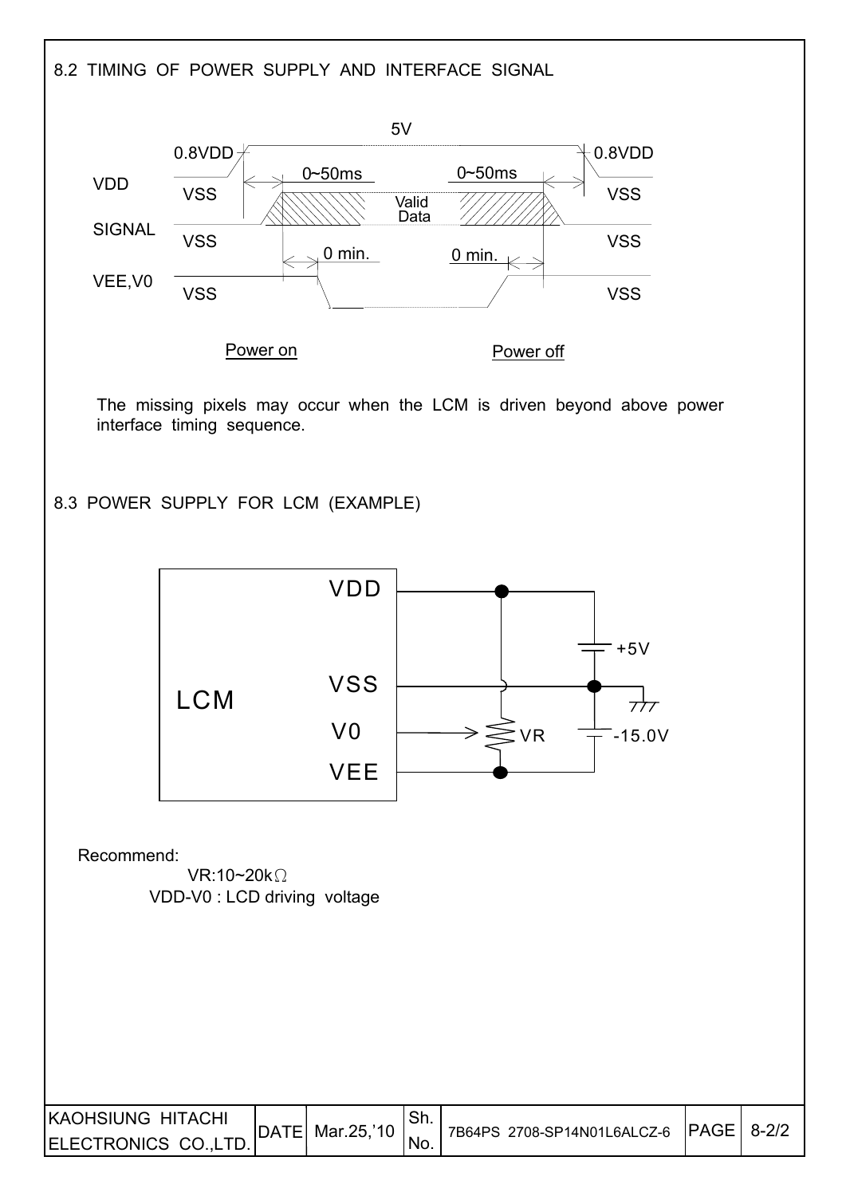## 8.2 TIMING OF POWER SUPPLY AND INTERFACE SIGNAL

5V

0.8VDD

0.8VDD

VDD

VSS

0~50ms

0~50ms

VSS

Valid Data

SIGNAL

VSS

VSS

0 min.

0 min.

VEE,V0

VSS

VSS

Power on

Power off

The missing pixels may occur when the LCM is driven beyond above power interface timing sequence.

## 8.3 POWER SUPPLY FOR LCM (EXAMPLE)

LCM

VDD

VSS

V0

VEE

VR

+5V

-15.0V

Recommend:

VR:10~20kΩ

VDD-V0 : LCD driving voltage

| KAOHSIUNG HITACHI ELECTRONICS CO.,LTD. | DATE | Mar.25,'10 | Sh. No. | 7B64PS 2708-SP14N01L6ALCZ-6 | PAGE | 8-2/2 |
|---|---|---|---|---|---|---|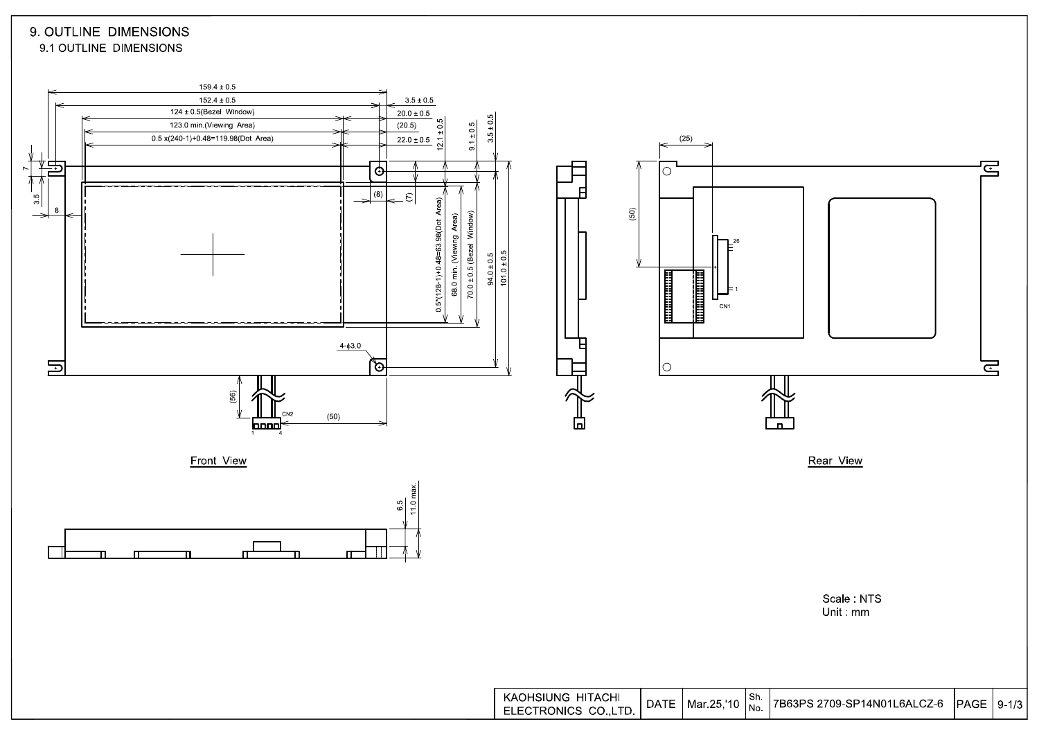# 9. OUTLINE DIMENSIONS

## 9.1 OUTLINE DIMENSIONS

159.4 ± 0.5
152.4 ± 0.5
124 ± 0.5(Bezel Window)
123.0 min.(Viewing Area)
0.5 x(240-1)+0.48=119.98(Dot Area)
3.5 ± 0.5
20.0 ± 0.5
(20.5)
22.0 ± 0.5
12.1 ± 0.5
9.1 ± 0.5
3.5 ± 0.5
7
3.5
8
(8)
(7)
0.5*(128-1)+0.48=63.98(Dot Area)
68.0 min. (Viewing Area)
70.0 ± 0.5 (Bezel Window)
94.0 ± 0.5
101.0 ± 0.5
4-ϕ3.0
(56)
CN2
1 4
(50)

Front View

(25)
(50)
26
1
CN1

Rear View

6.5
11.0 max.

Scale : NTS
Unit : mm

| | | | | | | | |
|---|---|---|---|---|---|---|---|
| KAOHSIUNG HITACHI ELECTRONICS CO.,LTD. | DATE | Mar.25,'10 | Sh. No. | 7B63PS 2709-SP14N01L6ALCZ-6 | PAGE | 9-1/3 |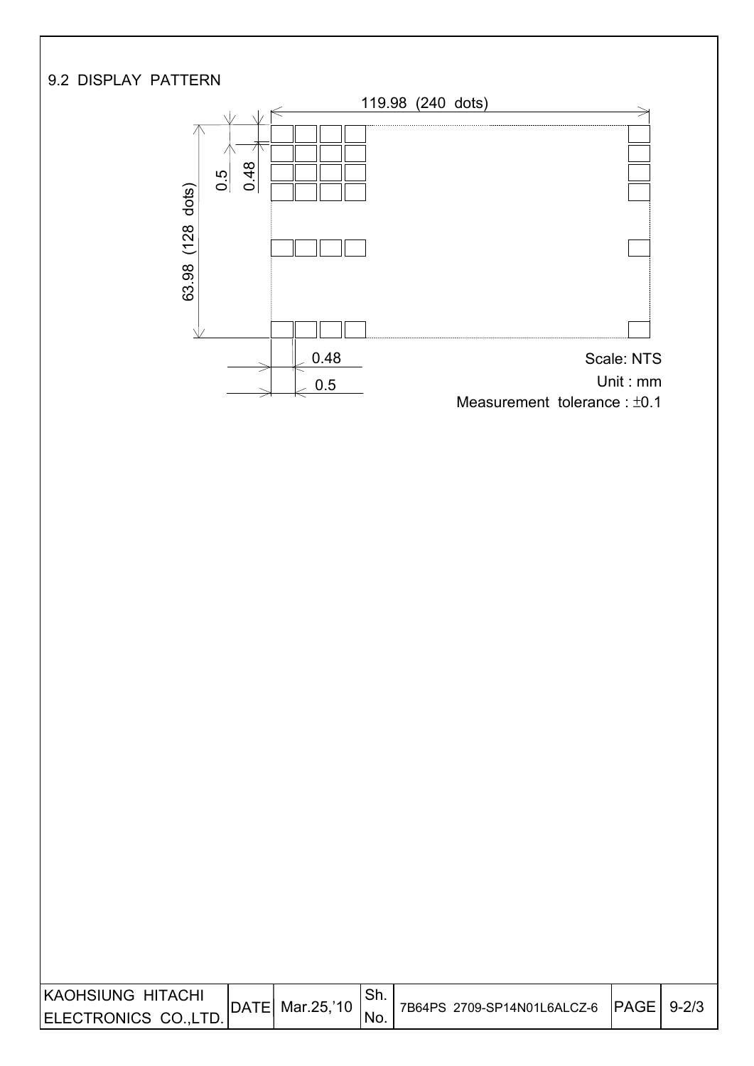## 9.2 DISPLAY PATTERN

119.98 (240 dots)

63.98 (128 dots)

0.5

0.48

0.48

0.5

Scale: NTS

Unit : mm

Measurement tolerance : ±0.1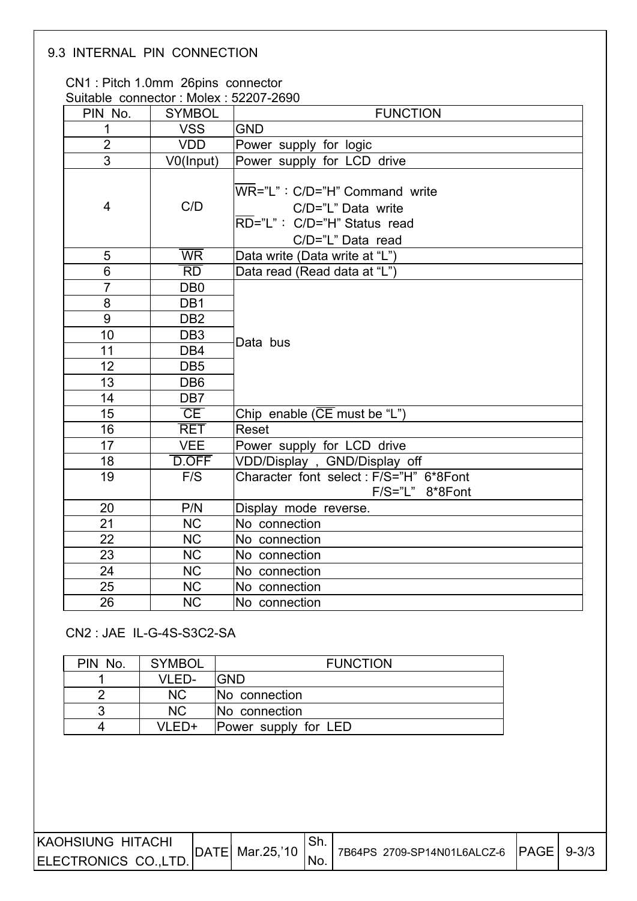## 9.3 INTERNAL PIN CONNECTION

CN1 : Pitch 1.0mm 26pins connector
Suitable connector : Molex : 52207-2690

| PIN No. | SYMBOL | FUNCTION |
| --- | --- | --- |
| 1 | VSS | GND |
| 2 | VDD | Power supply for logic |
| 3 | V0(Input) | Power supply for LCD drive |
| 4 | C/D | $\overline{WR}$="L" : C/D="H" Command write<br>C/D="L" Data write<br>$\overline{RD}$="L" : C/D="H" Status read<br>C/D="L" Data read |
| 5 | $\overline{WR}$ | Data write (Data write at "L") |
| 6 | $\overline{RD}$ | Data read (Read data at "L") |
| 7 | DB0 | Data bus |
| 8 | DB1 | |
| 9 | DB2 | |
| 10 | DB3 | |
| 11 | DB4 | |
| 12 | DB5 | |
| 13 | DB6 | |
| 14 | DB7 | |
| 15 | $\overline{CE}$ | Chip enable ($\overline{CE}$ must be "L") |
| 16 | $\overline{RET}$ | Reset |
| 17 | VEE | Power supply for LCD drive |
| 18 | $\overline{D.OFF}$ | VDD/Display , GND/Display off |
| 19 | F/S | Character font select : F/S="H" 6*8Font<br>F/S="L" 8*8Font |
| 20 | P/N | Display mode reverse. |
| 21 | NC | No connection |
| 22 | NC | No connection |
| 23 | NC | No connection |
| 24 | NC | No connection |
| 25 | NC | No connection |
| 26 | NC | No connection |

CN2 : JAE IL-G-4S-S3C2-SA

| PIN No. | SYMBOL | FUNCTION |
| --- | --- | --- |
| 1 | VLED- | GND |
| 2 | NC | No connection |
| 3 | NC | No connection |
| 4 | VLED+ | Power supply for LED |

| KAOHSIUNG HITACHI ELECTRONICS CO.,LTD. | DATE | Mar.25,'10 | Sh. No. | 7B64PS 2709-SP14N01L6ALCZ-6 | PAGE | 9-3/3 |
| --- | --- | --- | --- | --- | --- | --- |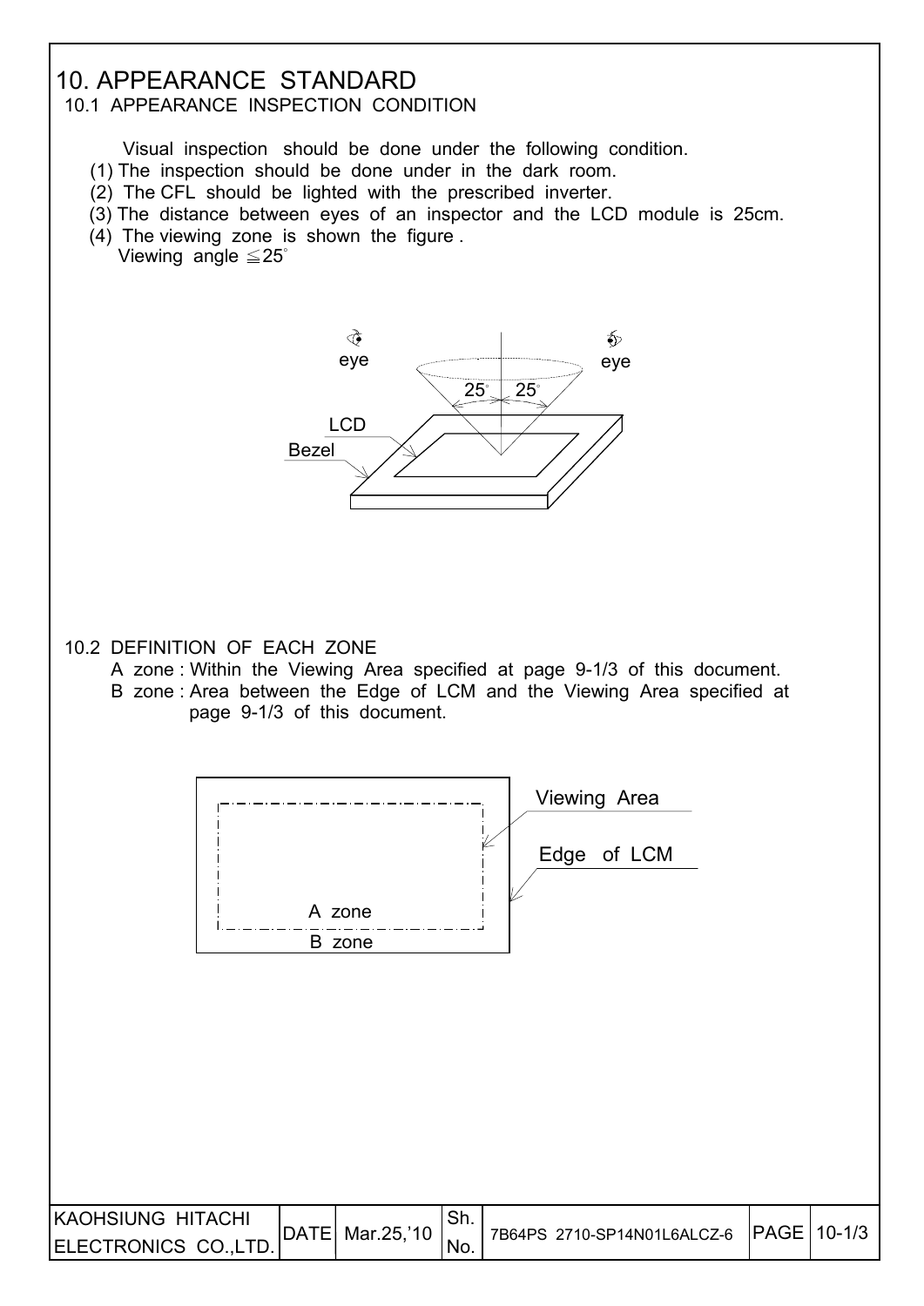# 10. APPEARANCE STANDARD

## 10.1 APPEARANCE INSPECTION CONDITION

Visual inspection should be done under the following condition.

(1) The inspection should be done under in the dark room.
(2) The CFL should be lighted with the prescribed inverter.
(3) The distance between eyes of an inspector and the LCD module is 25cm.
(4) The viewing zone is shown the figure .
Viewing angle ≦25°

eye
eye
25°
25°
LCD
Bezel

## 10.2 DEFINITION OF EACH ZONE

A zone : Within the Viewing Area specified at page 9-1/3 of this document.
B zone : Area between the Edge of LCM and the Viewing Area specified at page 9-1/3 of this document.

Viewing Area
Edge of LCM
A zone
B zone

| | | | | | | |
|---|---|---|---|---|---|---|
| KAOHSIUNG HITACHI ELECTRONICS CO.,LTD. | DATE | Mar.25,'10 | Sh. No. | 7B64PS 2710-SP14N01L6ALCZ-6 | PAGE | 10-1/3 |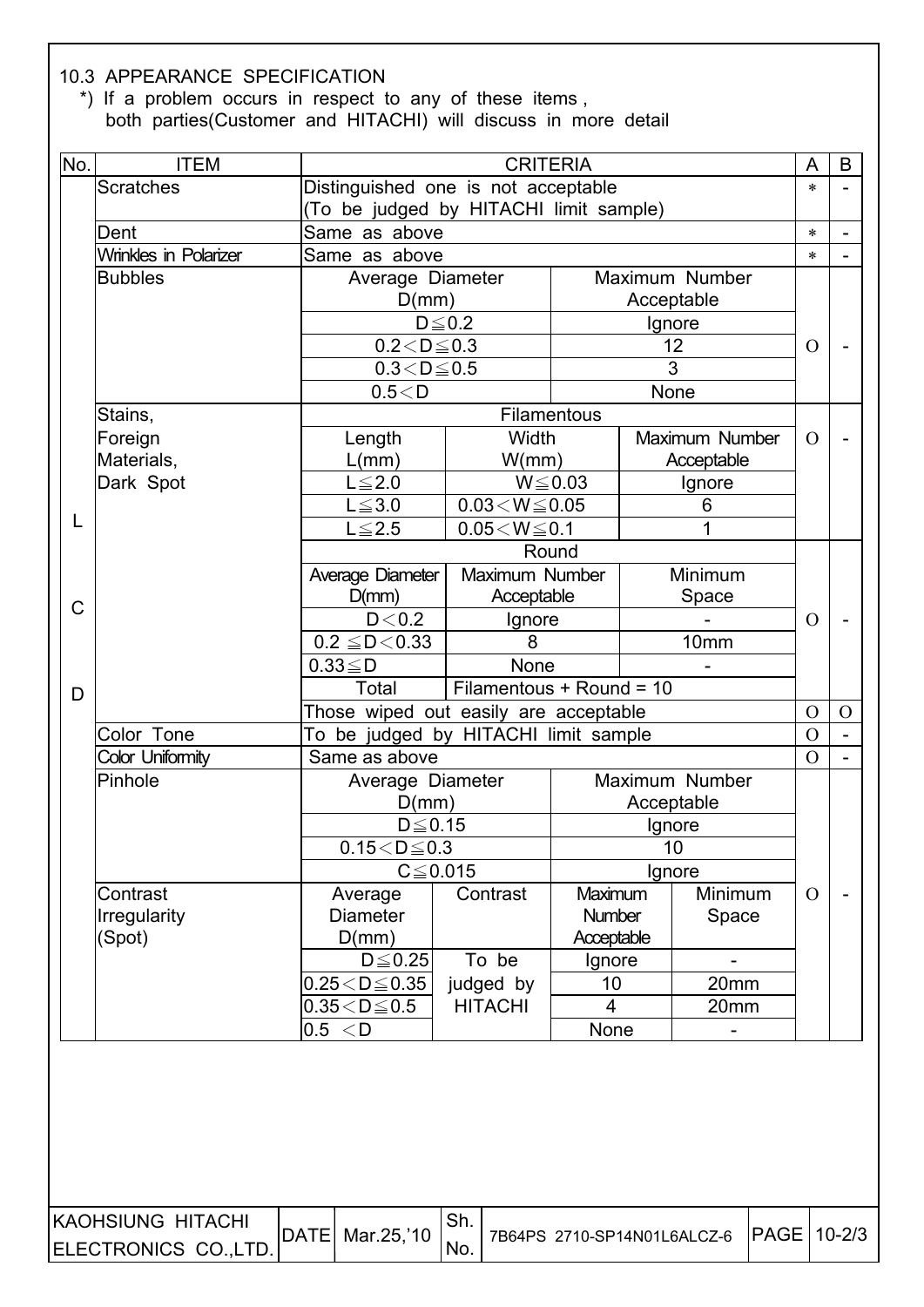## 10.3 APPEARANCE SPECIFICATION

*) If a problem occurs in respect to any of these items , both parties(Customer and HITACHI) will discuss in more detail

| No. | ITEM | CRITERIA | | | | | A | B |
|---|---|---|---|---|---|---|---|---|
| LCD | Scratches | Distinguished one is not acceptable (To be judged by HITACHI limit sample) | | | | | * | - |
| | Dent | Same as above | | | | | * | - |
| | Wrinkles in Polarizer | Same as above | | | | | * | - |
| | Bubbles | Average Diameter D(mm) | | | Maximum Number Acceptable | | O | - |
| | | D≦0.2 | | | Ignore | | | |
| | | 0.2＜D≦0.3 | | | 12 | | | |
| | | 0.3＜D≦0.5 | | | 3 | | | |
| | | 0.5＜D | | | None | | | |
| | Stains, Foreign Materials, Dark Spot | Filamentous | | | | | O | - |
| | | Length L(mm) | Width W(mm) | | Maximum Number Acceptable | | | |
| | | L≦2.0 | W≦0.03 | | Ignore | | | |
| | | L≦3.0 | 0.03＜W≦0.05 | | 6 | | | |
| | | L≦2.5 | 0.05＜W≦0.1 | | 1 | | | |
| | | Round | | | | | O | - |
| | | Average Diameter D(mm) | Maximum Number Acceptable | | Minimum Space | | | |
| | | D＜0.2 | Ignore | | - | | | |
| | | 0.2 ≦D＜0.33 | 8 | | 10mm | | | |
| | | 0.33≦D | None | | - | | | |
| | | Total | Filamentous + Round = 10 | | | | | |
| | | Those wiped out easily are acceptable | | | | | O | O |
| | Color Tone | To be judged by HITACHI limit sample | | | | | O | - |
| | Color Uniformity | Same as above | | | | | O | - |
| | Pinhole | Average Diameter D(mm) | | | Maximum Number Acceptable | | O | - |
| | | D≦0.15 | | | Ignore | | | |
| | | 0.15＜D≦0.3 | | | 10 | | | |
| | | C≦0.015 | | | Ignore | | | |
| | Contrast Irregularity (Spot) | Average Diameter D(mm) | Contrast | | Maximum Number Acceptable | Minimum Space | | |
| | | D≦0.25 | To be judged by HITACHI | | Ignore | - | | |
| | | 0.25＜D≦0.35 | | | 10 | 20mm | | |
| | | 0.35＜D≦0.5 | | | 4 | 20mm | | |
| | | 0.5 ＜D | | | None | - | | |

| KAOHSIUNG HITACHI ELECTRONICS CO.,LTD. | DATE | Mar.25,'10 | Sh. No. | 7B64PS 2710-SP14N01L6ALCZ-6 | PAGE | 10-2/3 |
|---|---|---|---|---|---|---|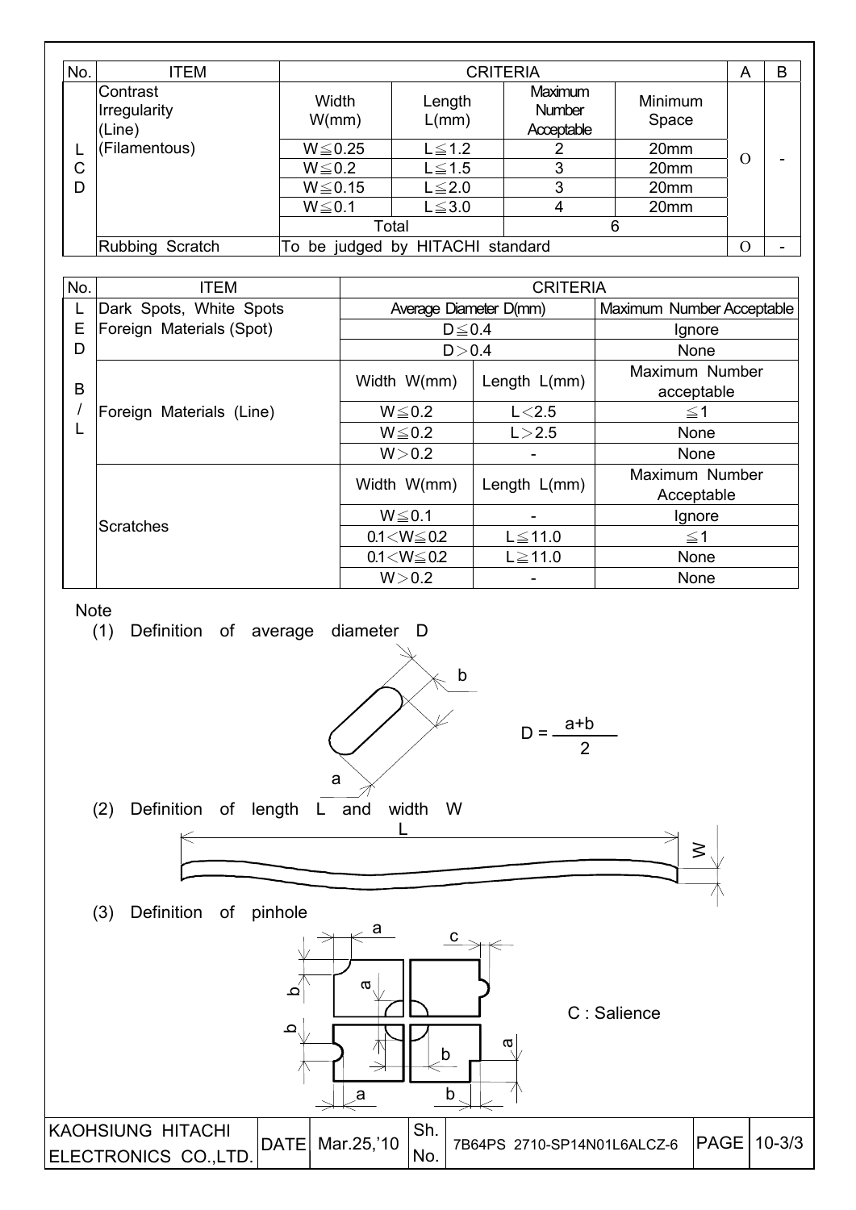| No. | ITEM | CRITERIA | | | | A | B |
|---|---|---|---|---|---|---|---|
| LCD | Contrast Irregularity (Line) (Filamentous) | Width W(mm) | Length L(mm) | Maximum Number Acceptable | Minimum Space | O | - |
| | | W≦0.25 | L≦1.2 | 2 | 20mm | | |
| | | W≦0.2 | L≦1.5 | 3 | 20mm | | |
| | | W≦0.15 | L≦2.0 | 3 | 20mm | | |
| | | W≦0.1 | L≦3.0 | 4 | 20mm | | |
| | | Total | | 6 | | | |
| | Rubbing Scratch | To be judged by HITACHI standard | | | | O | - |

| No. | ITEM | CRITERIA | | |
|---|---|---|---|---|
| LED B/L | Dark Spots, White Spots Foreign Materials (Spot) | Average Diameter D(mm) | | Maximum Number Acceptable |
| | | D≦0.4 | | Ignore |
| | | D>0.4 | | None |
| | Foreign Materials (Line) | Width W(mm) | Length L(mm) | Maximum Number acceptable |
| | | W≦0.2 | L<2.5 | ≦1 |
| | | W≦0.2 | L>2.5 | None |
| | | W>0.2 | - | None |
| | Scratches | Width W(mm) | Length L(mm) | Maximum Number Acceptable |
| | | W≦0.1 | - | Ignore |
| | | 0.1<W≦0.2 | L≦11.0 | ≦1 |
| | | 0.1<W≦0.2 | L≧11.0 | None |
| | | W>0.2 | - | None |

Note

(1) Definition of average diameter D

a

b

$$D = \frac{a+b}{2}$$

(2) Definition of length L and width W

L

W

(3) Definition of pinhole

a

b

c

C : Salience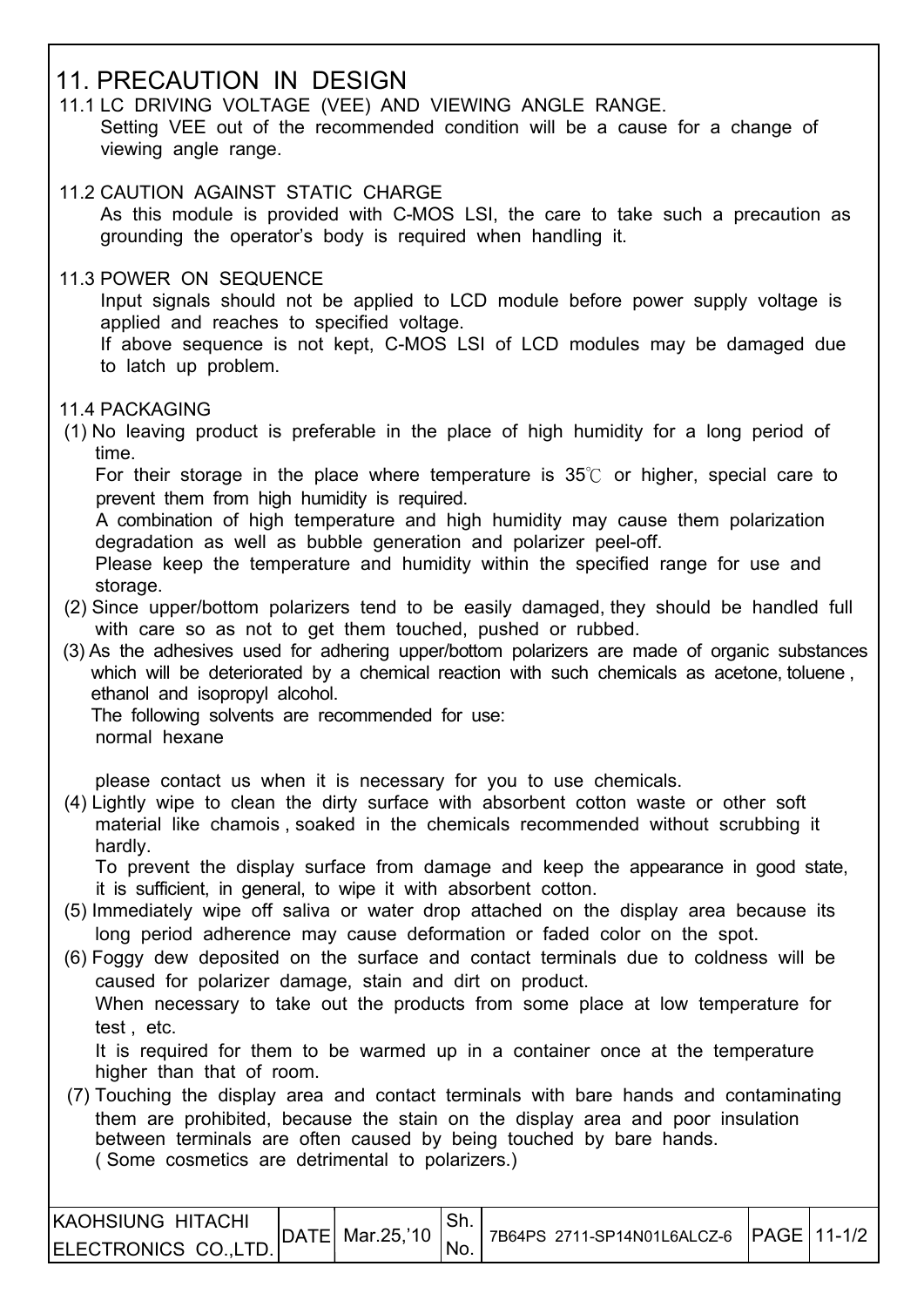# 11. PRECAUTION IN DESIGN

## 11.1 LC DRIVING VOLTAGE (VEE) AND VIEWING ANGLE RANGE.

Setting VEE out of the recommended condition will be a cause for a change of viewing angle range.

## 11.2 CAUTION AGAINST STATIC CHARGE

As this module is provided with C-MOS LSI, the care to take such a precaution as grounding the operator's body is required when handling it.

## 11.3 POWER ON SEQUENCE

Input signals should not be applied to LCD module before power supply voltage is applied and reaches to specified voltage.
If above sequence is not kept, C-MOS LSI of LCD modules may be damaged due to latch up problem.

## 11.4 PACKAGING

(1) No leaving product is preferable in the place of high humidity for a long period of time.
For their storage in the place where temperature is 35℃ or higher, special care to prevent them from high humidity is required.
A combination of high temperature and high humidity may cause them polarization degradation as well as bubble generation and polarizer peel-off.
Please keep the temperature and humidity within the specified range for use and storage.

(2) Since upper/bottom polarizers tend to be easily damaged, they should be handled full with care so as not to get them touched, pushed or rubbed.

(3) As the adhesives used for adhering upper/bottom polarizers are made of organic substances which will be deteriorated by a chemical reaction with such chemicals as acetone, toluene , ethanol and isopropyl alcohol.
The following solvents are recommended for use:
normal hexane

please contact us when it is necessary for you to use chemicals.

(4) Lightly wipe to clean the dirty surface with absorbent cotton waste or other soft material like chamois , soaked in the chemicals recommended without scrubbing it hardly.
To prevent the display surface from damage and keep the appearance in good state, it is sufficient, in general, to wipe it with absorbent cotton.

(5) Immediately wipe off saliva or water drop attached on the display area because its long period adherence may cause deformation or faded color on the spot.

(6) Foggy dew deposited on the surface and contact terminals due to coldness will be caused for polarizer damage, stain and dirt on product.
When necessary to take out the products from some place at low temperature for test , etc.
It is required for them to be warmed up in a container once at the temperature higher than that of room.

(7) Touching the display area and contact terminals with bare hands and contaminating them are prohibited, because the stain on the display area and poor insulation between terminals are often caused by being touched by bare hands.
( Some cosmetics are detrimental to polarizers.)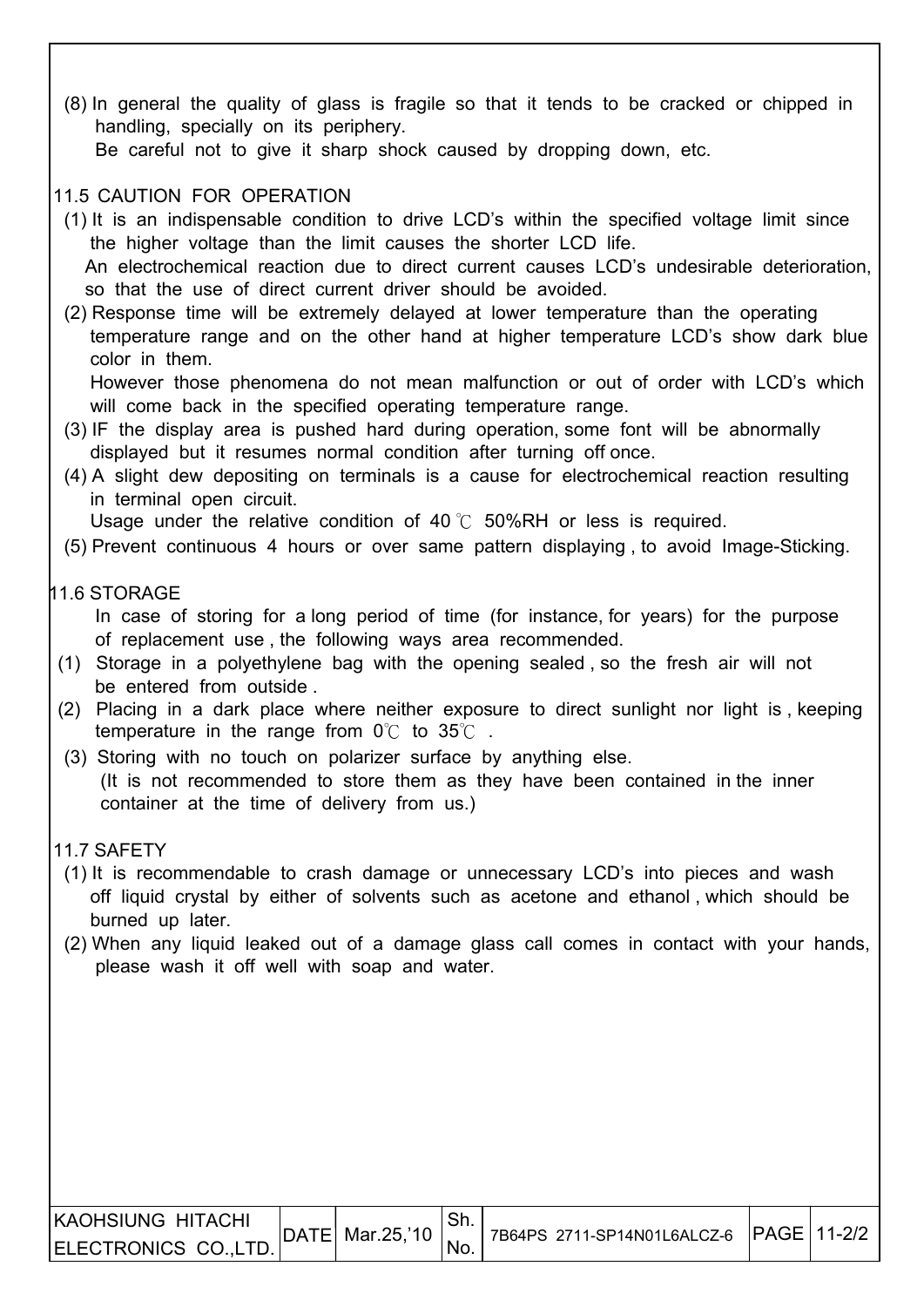(8) In general the quality of glass is fragile so that it tends to be cracked or chipped in handling, specially on its periphery.
Be careful not to give it sharp shock caused by dropping down, etc.

## 11.5 CAUTION FOR OPERATION

(1) It is an indispensable condition to drive LCD's within the specified voltage limit since the higher voltage than the limit causes the shorter LCD life.
An electrochemical reaction due to direct current causes LCD's undesirable deterioration, so that the use of direct current driver should be avoided.

(2) Response time will be extremely delayed at lower temperature than the operating temperature range and on the other hand at higher temperature LCD's show dark blue color in them.
However those phenomena do not mean malfunction or out of order with LCD's which will come back in the specified operating temperature range.

(3) IF the display area is pushed hard during operation, some font will be abnormally displayed but it resumes normal condition after turning off once.

(4) A slight dew depositing on terminals is a cause for electrochemical reaction resulting in terminal open circuit.
Usage under the relative condition of 40 ℃ 50%RH or less is required.

(5) Prevent continuous 4 hours or over same pattern displaying , to avoid Image-Sticking.

## 11.6 STORAGE

In case of storing for a long period of time (for instance, for years) for the purpose of replacement use , the following ways area recommended.

(1) Storage in a polyethylene bag with the opening sealed , so the fresh air will not be entered from outside .

(2) Placing in a dark place where neither exposure to direct sunlight nor light is , keeping temperature in the range from 0℃ to 35℃ .

(3) Storing with no touch on polarizer surface by anything else.
(It is not recommended to store them as they have been contained in the inner container at the time of delivery from us.)

## 11.7 SAFETY

(1) It is recommendable to crash damage or unnecessary LCD's into pieces and wash off liquid crystal by either of solvents such as acetone and ethanol , which should be burned up later.

(2) When any liquid leaked out of a damage glass call comes in contact with your hands, please wash it off well with soap and water.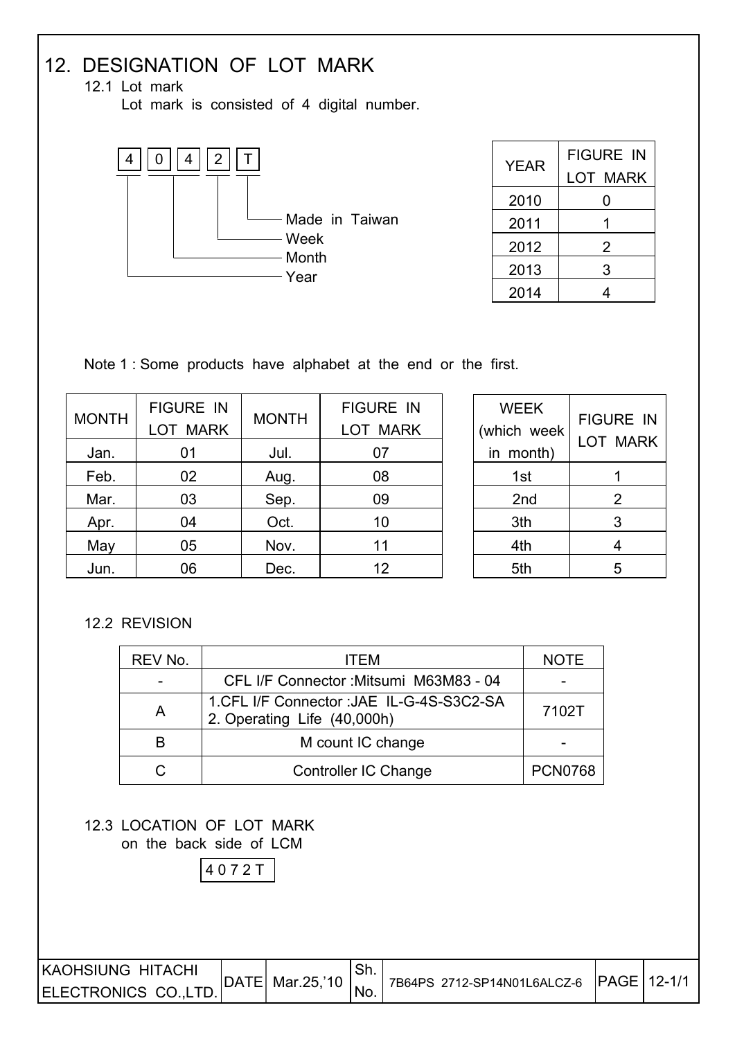# 12. DESIGNATION OF LOT MARK

12.1 Lot mark

Lot mark is consisted of 4 digital number.

4 0 4 2 T

- T — Made in Taiwan
- 2 — Week
- 0 4 — Month
- 4 — Year

| YEAR | FIGURE IN LOT MARK |
|---|---|
| 2010 | 0 |
| 2011 | 1 |
| 2012 | 2 |
| 2013 | 3 |
| 2014 | 4 |

Note 1 : Some products have alphabet at the end or the first.

| MONTH | FIGURE IN LOT MARK | MONTH | FIGURE IN LOT MARK |
|---|---|---|---|
| Jan. | 01 | Jul. | 07 |
| Feb. | 02 | Aug. | 08 |
| Mar. | 03 | Sep. | 09 |
| Apr. | 04 | Oct. | 10 |
| May | 05 | Nov. | 11 |
| Jun. | 06 | Dec. | 12 |

| WEEK (which week in month) | FIGURE IN LOT MARK |
|---|---|
| 1st | 1 |
| 2nd | 2 |
| 3th | 3 |
| 4th | 4 |
| 5th | 5 |

12.2 REVISION

| REV No. | ITEM | NOTE |
|---|---|---|
| - | CFL I/F Connector :Mitsumi M63M83 - 04 | - |
| A | 1.CFL I/F Connector :JAE IL-G-4S-S3C2-SA<br>2. Operating Life (40,000h) | 7102T |
| B | M count IC change | - |
| C | Controller IC Change | PCN0768 |

12.3 LOCATION OF LOT MARK

on the back side of LCM

4 0 7 2 T

| KAOHSIUNG HITACHI ELECTRONICS CO.,LTD. | DATE | Mar.25,'10 | Sh. No. | 7B64PS 2712-SP14N01L6ALCZ-6 | PAGE | 12-1/1 |
|---|---|---|---|---|---|---|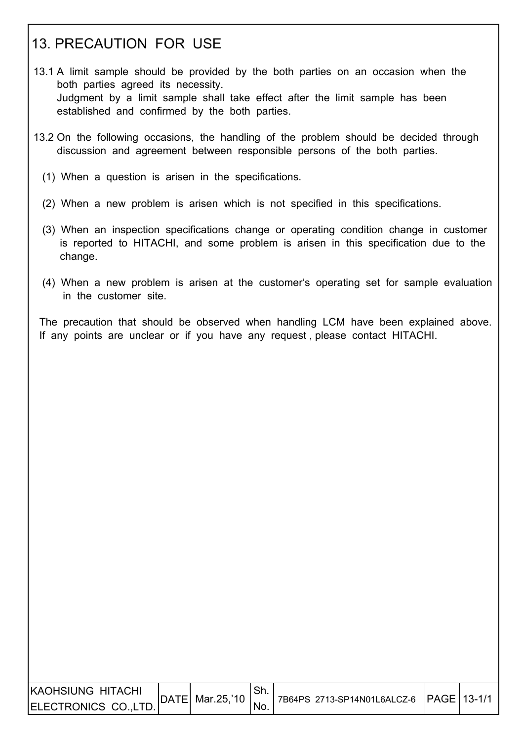# 13. PRECAUTION FOR USE

13.1 A limit sample should be provided by the both parties on an occasion when the both parties agreed its necessity.
Judgment by a limit sample shall take effect after the limit sample has been established and confirmed by the both parties.

13.2 On the following occasions, the handling of the problem should be decided through discussion and agreement between responsible persons of the both parties.

(1) When a question is arisen in the specifications.

(2) When a new problem is arisen which is not specified in this specifications.

(3) When an inspection specifications change or operating condition change in customer is reported to HITACHI, and some problem is arisen in this specification due to the change.

(4) When a new problem is arisen at the customer's operating set for sample evaluation in the customer site.

The precaution that should be observed when handling LCM have been explained above. If any points are unclear or if you have any request , please contact HITACHI.